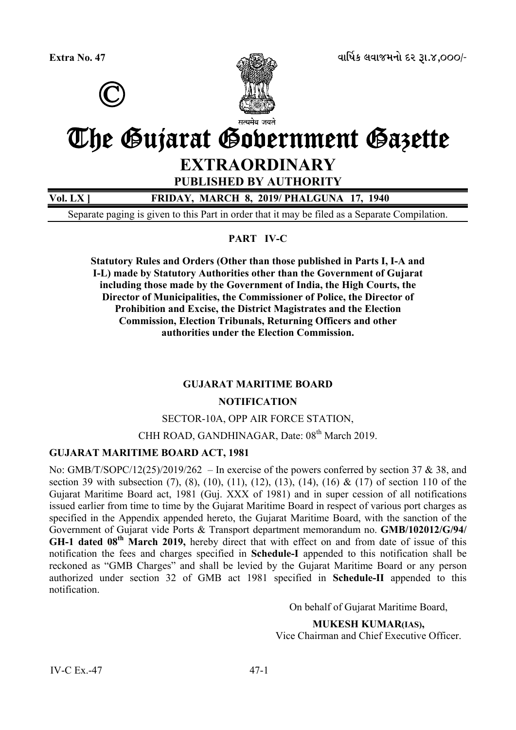Extra No. 47

વાર્ષિક લવાજમનો દર રૂ.૪,૦૦૦/-

©

सत्यमेव जयते

# The Gujarat Government Gazette

## EXTRAORDINARY

**PUBLISHED BY AUTHORITY**

**Vol. LX ] FRIDAY, MARCH 8, 2019/ PHALGUNA 17, 1940**

Separate paging is given to this Part in order that it may be filed as a Separate Compilation.

**PART IV-C**

**Statutory Rules and Orders (Other than those published in Parts I, I-A and I-L) made by Statutory Authorities other than the Government of Gujarat including those made by the Government of India, the High Courts, the Director of Municipalities, the Commissioner of Police, the Director of Prohibition and Excise, the District Magistrates and the Election Commission, Election Tribunals, Returning Officers and other authorities under the Election Commission.**

**GUJARAT MARITIME BOARD**

**NOTIFICATION**

SECTOR-10A, OPP AIR FORCE STATION,

CHH ROAD, GANDHINAGAR, Date: 08th March 2019.

**GUJARAT MARITIME BOARD ACT, 1981**

No: GMB/T/SOPC/12(25)/2019/262 – In exercise of the powers conferred by section 37 & 38, and section 39 with subsection (7), (8), (10), (11), (12), (13), (14), (16) & (17) of section 110 of the Gujarat Maritime Board act, 1981 (Guj. XXX of 1981) and in super cession of all notifications issued earlier from time to time by the Gujarat Maritime Board in respect of various port charges as specified in the Appendix appended hereto, the Gujarat Maritime Board, with the sanction of the Government of Gujarat vide Ports & Transport department memorandum no. **GMB/102012/G/94/ GH-1 dated 08th March 2019,** hereby direct that with effect on and from date of issue of this notification the fees and charges specified in **Schedule-I** appended to this notification shall be reckoned as "GMB Charges" and shall be levied by the Gujarat Maritime Board or any person authorized under section 32 of GMB act 1981 specified in **Schedule-II** appended to this notification.

On behalf of Gujarat Maritime Board,

**MUKESH KUMAR(IAS),**
Vice Chairman and Chief Executive Officer.

IV-C Ex.-47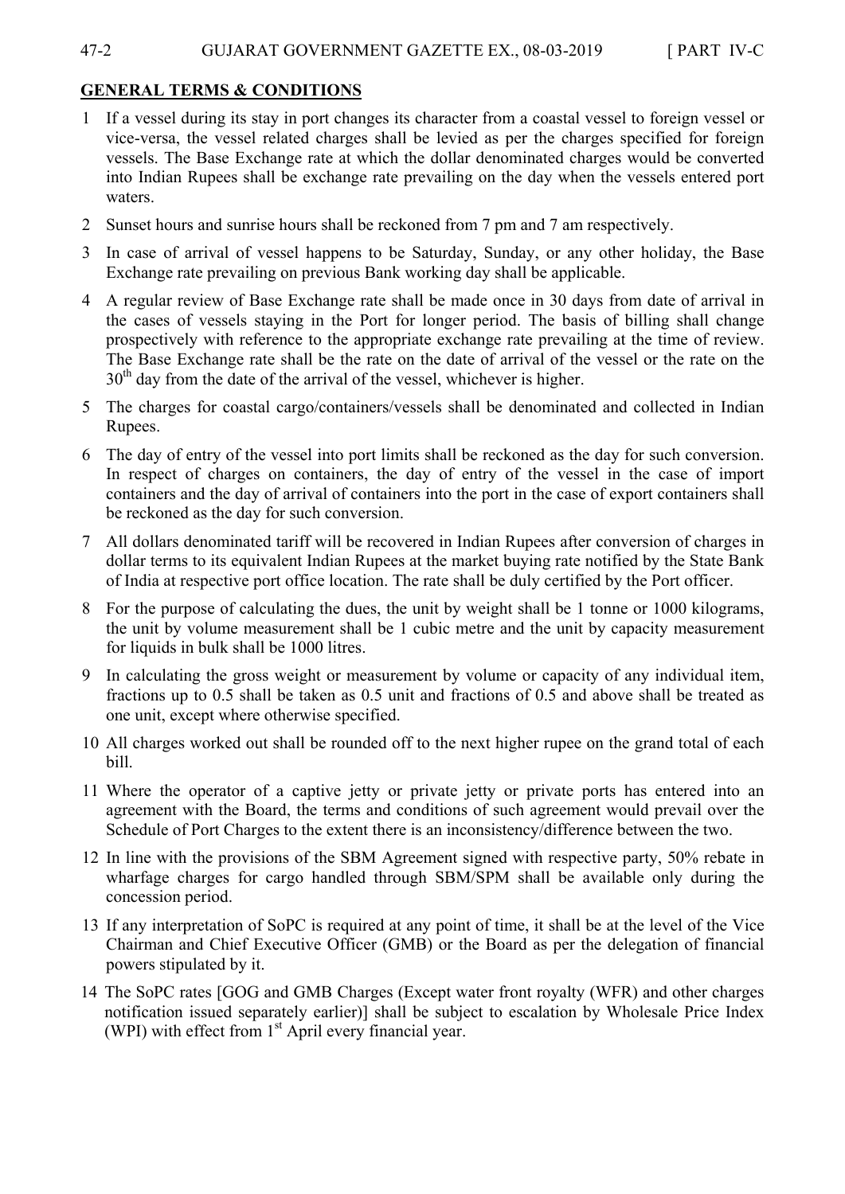## GENERAL TERMS & CONDITIONS

1. If a vessel during its stay in port changes its character from a coastal vessel to foreign vessel or vice-versa, the vessel related charges shall be levied as per the charges specified for foreign vessels. The Base Exchange rate at which the dollar denominated charges would be converted into Indian Rupees shall be exchange rate prevailing on the day when the vessels entered port waters.
2. Sunset hours and sunrise hours shall be reckoned from 7 pm and 7 am respectively.
3. In case of arrival of vessel happens to be Saturday, Sunday, or any other holiday, the Base Exchange rate prevailing on previous Bank working day shall be applicable.
4. A regular review of Base Exchange rate shall be made once in 30 days from date of arrival in the cases of vessels staying in the Port for longer period. The basis of billing shall change prospectively with reference to the appropriate exchange rate prevailing at the time of review. The Base Exchange rate shall be the rate on the date of arrival of the vessel or the rate on the 30th day from the date of the arrival of the vessel, whichever is higher.
5. The charges for coastal cargo/containers/vessels shall be denominated and collected in Indian Rupees.
6. The day of entry of the vessel into port limits shall be reckoned as the day for such conversion. In respect of charges on containers, the day of entry of the vessel in the case of import containers and the day of arrival of containers into the port in the case of export containers shall be reckoned as the day for such conversion.
7. All dollars denominated tariff will be recovered in Indian Rupees after conversion of charges in dollar terms to its equivalent Indian Rupees at the market buying rate notified by the State Bank of India at respective port office location. The rate shall be duly certified by the Port officer.
8. For the purpose of calculating the dues, the unit by weight shall be 1 tonne or 1000 kilograms, the unit by volume measurement shall be 1 cubic metre and the unit by capacity measurement for liquids in bulk shall be 1000 litres.
9. In calculating the gross weight or measurement by volume or capacity of any individual item, fractions up to 0.5 shall be taken as 0.5 unit and fractions of 0.5 and above shall be treated as one unit, except where otherwise specified.
10. All charges worked out shall be rounded off to the next higher rupee on the grand total of each bill.
11. Where the operator of a captive jetty or private jetty or private ports has entered into an agreement with the Board, the terms and conditions of such agreement would prevail over the Schedule of Port Charges to the extent there is an inconsistency/difference between the two.
12. In line with the provisions of the SBM Agreement signed with respective party, 50% rebate in wharfage charges for cargo handled through SBM/SPM shall be available only during the concession period.
13. If any interpretation of SoPC is required at any point of time, it shall be at the level of the Vice Chairman and Chief Executive Officer (GMB) or the Board as per the delegation of financial powers stipulated by it.
14. The SoPC rates [GOG and GMB Charges (Except water front royalty (WFR) and other charges notification issued separately earlier)] shall be subject to escalation by Wholesale Price Index (WPI) with effect from 1st April every financial year.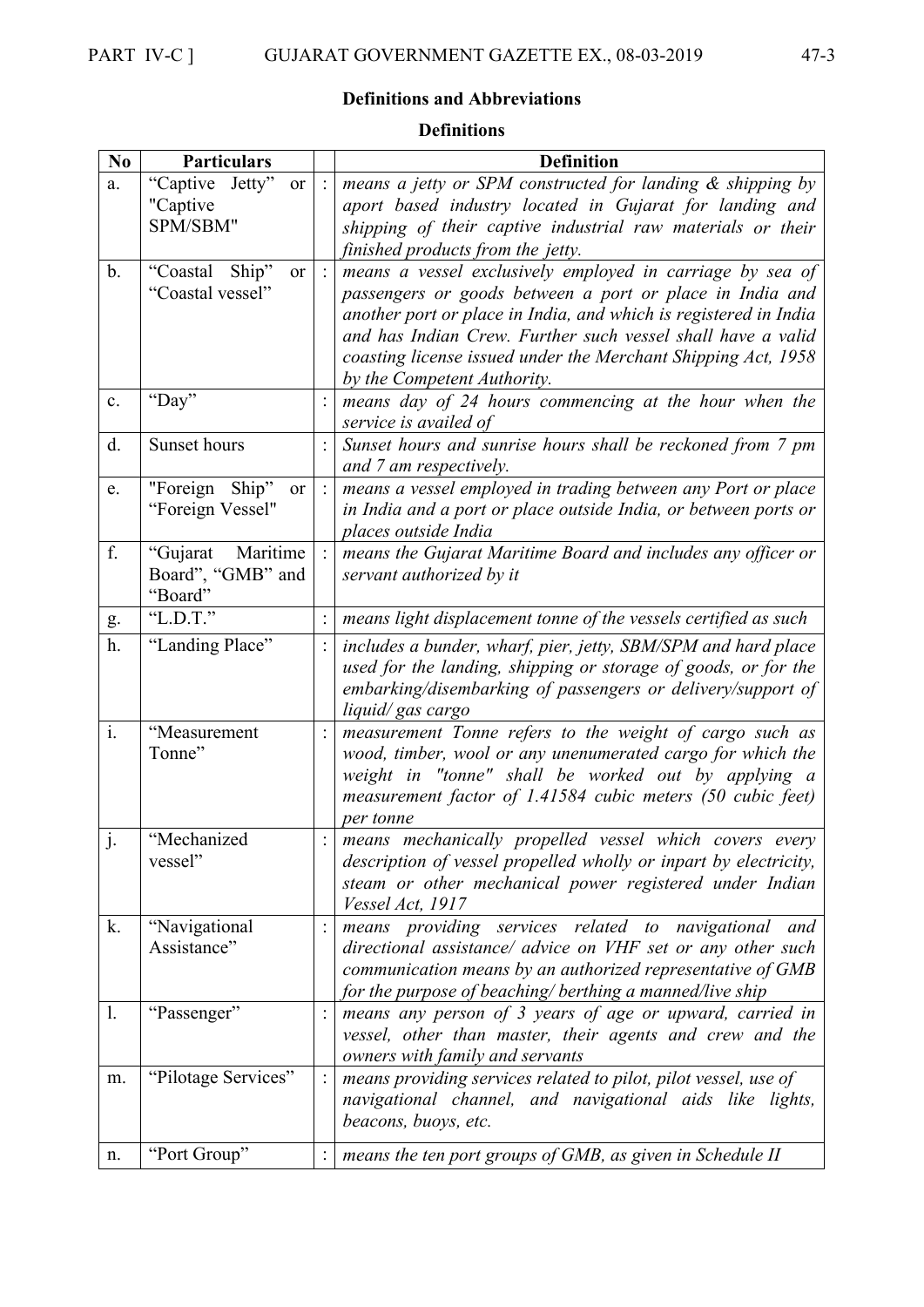## Definitions and Abbreviations

### Definitions

| No | Particulars | | Definition |
|---|---|---|---|
| a. | "Captive Jetty" or "Captive SPM/SBM" | : | *means a jetty or SPM constructed for landing & shipping by aport based industry located in Gujarat for landing and shipping of their captive industrial raw materials or their finished products from the jetty.* |
| b. | "Coastal Ship" or "Coastal vessel" | : | *means a vessel exclusively employed in carriage by sea of passengers or goods between a port or place in India and another port or place in India, and which is registered in India and has Indian Crew. Further such vessel shall have a valid coasting license issued under the Merchant Shipping Act, 1958 by the Competent Authority.* |
| c. | "Day" | : | *means day of 24 hours commencing at the hour when the service is availed of* |
| d. | Sunset hours | : | *Sunset hours and sunrise hours shall be reckoned from 7 pm and 7 am respectively.* |
| e. | "Foreign Ship" or "Foreign Vessel" | : | *means a vessel employed in trading between any Port or place in India and a port or place outside India, or between ports or places outside India* |
| f. | "Gujarat Maritime Board", "GMB" and "Board" | : | *means the Gujarat Maritime Board and includes any officer or servant authorized by it* |
| g. | "L.D.T." | : | *means light displacement tonne of the vessels certified as such* |
| h. | "Landing Place" | : | *includes a bunder, wharf, pier, jetty, SBM/SPM and hard place used for the landing, shipping or storage of goods, or for the embarking/disembarking of passengers or delivery/support of liquid/ gas cargo* |
| i. | "Measurement Tonne" | : | *measurement Tonne refers to the weight of cargo such as wood, timber, wool or any unenumerated cargo for which the weight in "tonne" shall be worked out by applying a measurement factor of 1.41584 cubic meters (50 cubic feet) per tonne* |
| j. | "Mechanized vessel" | : | *means mechanically propelled vessel which covers every description of vessel propelled wholly or inpart by electricity, steam or other mechanical power registered under Indian Vessel Act, 1917* |
| k. | "Navigational Assistance" | : | *means providing services related to navigational and directional assistance/ advice on VHF set or any other such communication means by an authorized representative of GMB for the purpose of beaching/ berthing a manned/live ship* |
| l. | "Passenger" | : | *means any person of 3 years of age or upward, carried in vessel, other than master, their agents and crew and the owners with family and servants* |
| m. | "Pilotage Services" | : | *means providing services related to pilot, pilot vessel, use of navigational channel, and navigational aids like lights, beacons, buoys, etc.* |
| n. | "Port Group" | : | *means the ten port groups of GMB, as given in Schedule II* |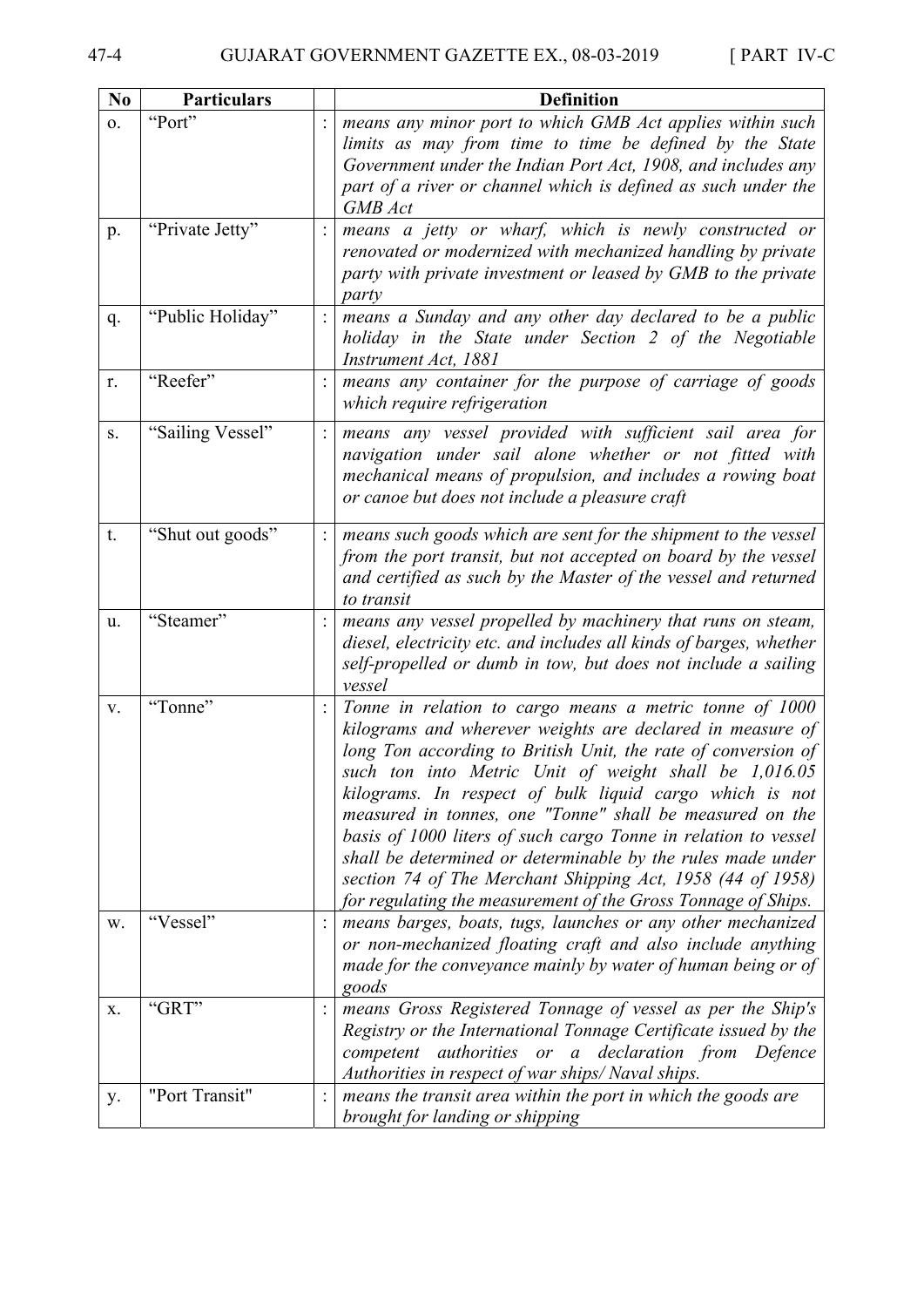| No | Particulars | | Definition |
|---|---|---|---|
| o. | "Port" | : | *means any minor port to which GMB Act applies within such limits as may from time to time be defined by the State Government under the Indian Port Act, 1908, and includes any part of a river or channel which is defined as such under the GMB Act* |
| p. | "Private Jetty" | : | *means a jetty or wharf, which is newly constructed or renovated or modernized with mechanized handling by private party with private investment or leased by GMB to the private party* |
| q. | "Public Holiday" | : | *means a Sunday and any other day declared to be a public holiday in the State under Section 2 of the Negotiable Instrument Act, 1881* |
| r. | "Reefer" | : | *means any container for the purpose of carriage of goods which require refrigeration* |
| s. | "Sailing Vessel" | : | *means any vessel provided with sufficient sail area for navigation under sail alone whether or not fitted with mechanical means of propulsion, and includes a rowing boat or canoe but does not include a pleasure craft* |
| t. | "Shut out goods" | : | *means such goods which are sent for the shipment to the vessel from the port transit, but not accepted on board by the vessel and certified as such by the Master of the vessel and returned to transit* |
| u. | "Steamer" | : | *means any vessel propelled by machinery that runs on steam, diesel, electricity etc. and includes all kinds of barges, whether self-propelled or dumb in tow, but does not include a sailing vessel* |
| v. | "Tonne" | : | *Tonne in relation to cargo means a metric tonne of 1000 kilograms and wherever weights are declared in measure of long Ton according to British Unit, the rate of conversion of such ton into Metric Unit of weight shall be 1,016.05 kilograms. In respect of bulk liquid cargo which is not measured in tonnes, one "Tonne" shall be measured on the basis of 1000 liters of such cargo Tonne in relation to vessel shall be determined or determinable by the rules made under section 74 of The Merchant Shipping Act, 1958 (44 of 1958) for regulating the measurement of the Gross Tonnage of Ships.* |
| w. | "Vessel" | : | *means barges, boats, tugs, launches or any other mechanized or non-mechanized floating craft and also include anything made for the conveyance mainly by water of human being or of goods* |
| x. | "GRT" | : | *means Gross Registered Tonnage of vessel as per the Ship's Registry or the International Tonnage Certificate issued by the competent authorities or a declaration from Defence Authorities in respect of war ships/ Naval ships.* |
| y. | "Port Transit" | : | *means the transit area within the port in which the goods are brought for landing or shipping* |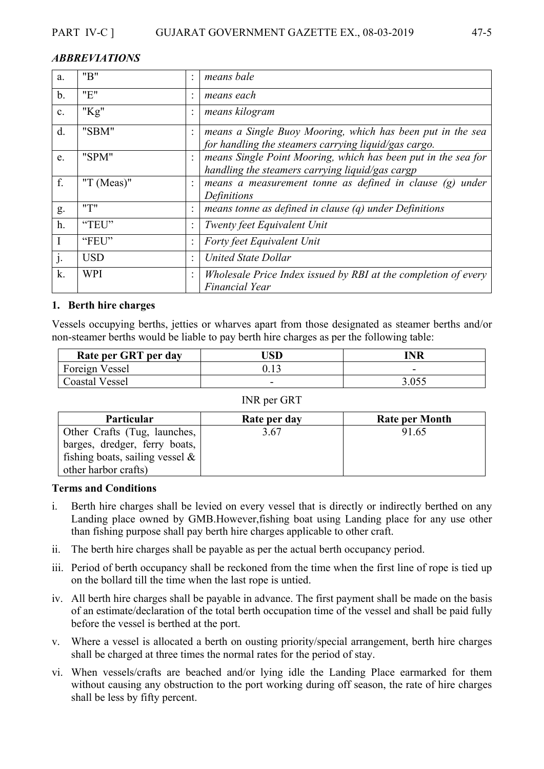***ABBREVIATIONS***

| | | | |
|---|---|---|---|
| a. | "B" | : | *means bale* |
| b. | "E" | : | *means each* |
| c. | "Kg" | : | *means kilogram* |
| d. | "SBM" | : | *means a Single Buoy Mooring, which has been put in the sea for handling the steamers carrying liquid/gas cargo.* |
| e. | "SPM" | : | *means Single Point Mooring, which has been put in the sea for handling the steamers carrying liquid/gas cargp* |
| f. | "T (Meas)" | : | *means a measurement tonne as defined in clause (g) under Definitions* |
| g. | "T" | : | *means tonne as defined in clause (q) under Definitions* |
| h. | "TEU" | : | *Twenty feet Equivalent Unit* |
| I | "FEU" | : | *Forty feet Equivalent Unit* |
| j. | USD | : | *United State Dollar* |
| k. | WPI | : | *Wholesale Price Index issued by RBI at the completion of every Financial Year* |

**1. Berth hire charges**

Vessels occupying berths, jetties or wharves apart from those designated as steamer berths and/or non-steamer berths would be liable to pay berth hire charges as per the following table:

| Rate per GRT per day | USD | INR |
|---|---|---|
| Foreign Vessel | 0.13 | - |
| Coastal Vessel | - | 3.055 |

INR per GRT

| Particular | Rate per day | Rate per Month |
|---|---|---|
| Other Crafts (Tug, launches, barges, dredger, ferry boats, fishing boats, sailing vessel & other harbor crafts) | 3.67 | 91.65 |

**Terms and Conditions**

i. Berth hire charges shall be levied on every vessel that is directly or indirectly berthed on any Landing place owned by GMB.However,fishing boat using Landing place for any use other than fishing purpose shall pay berth hire charges applicable to other craft.

ii. The berth hire charges shall be payable as per the actual berth occupancy period.

iii. Period of berth occupancy shall be reckoned from the time when the first line of rope is tied up on the bollard till the time when the last rope is untied.

iv. All berth hire charges shall be payable in advance. The first payment shall be made on the basis of an estimate/declaration of the total berth occupation time of the vessel and shall be paid fully before the vessel is berthed at the port.

v. Where a vessel is allocated a berth on ousting priority/special arrangement, berth hire charges shall be charged at three times the normal rates for the period of stay.

vi. When vessels/crafts are beached and/or lying idle the Landing Place earmarked for them without causing any obstruction to the port working during off season, the rate of hire charges shall be less by fifty percent.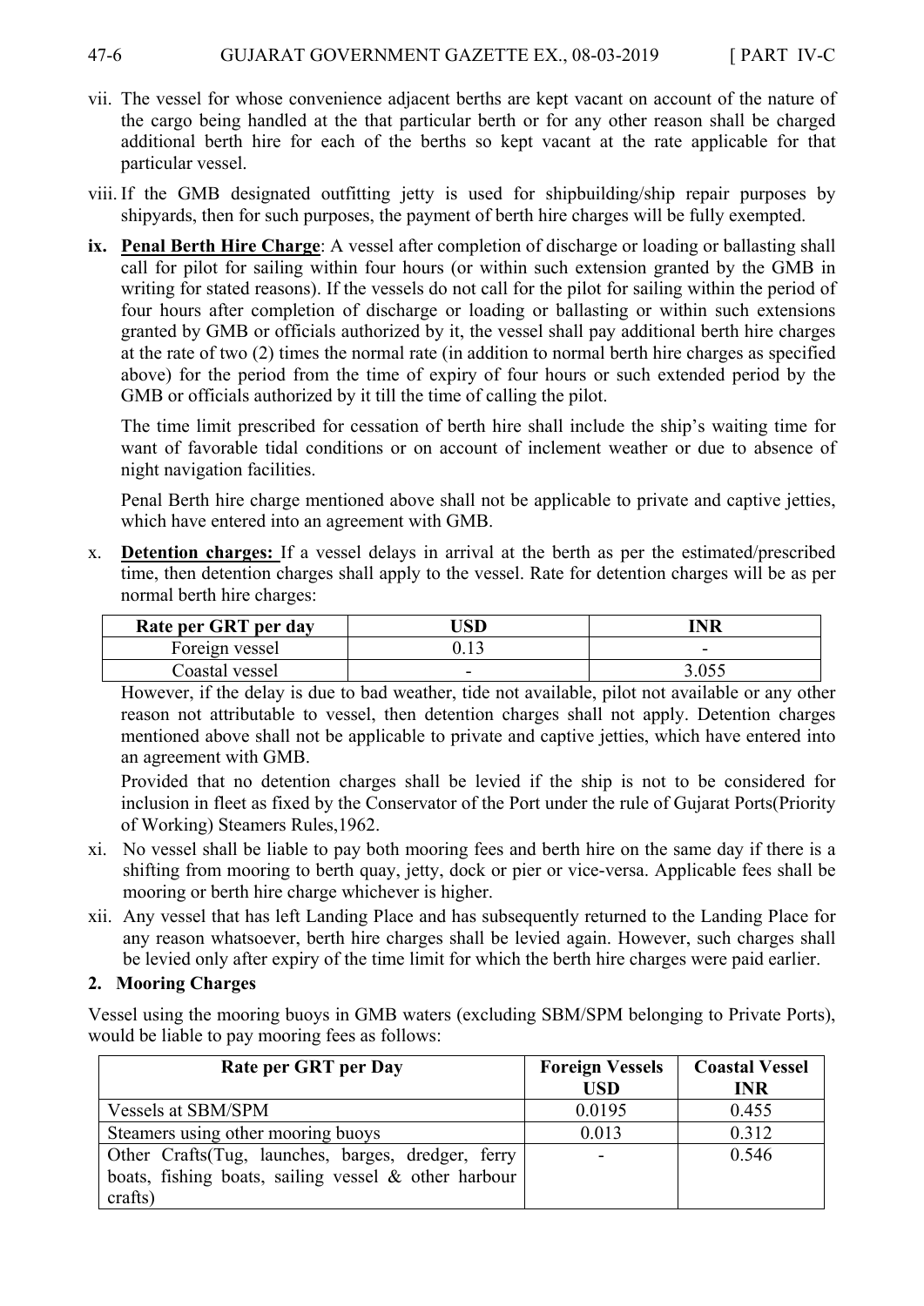vii. The vessel for whose convenience adjacent berths are kept vacant on account of the nature of the cargo being handled at the that particular berth or for any other reason shall be charged additional berth hire for each of the berths so kept vacant at the rate applicable for that particular vessel.

viii. If the GMB designated outfitting jetty is used for shipbuilding/ship repair purposes by shipyards, then for such purposes, the payment of berth hire charges will be fully exempted.

**ix. Penal Berth Hire Charge**: A vessel after completion of discharge or loading or ballasting shall call for pilot for sailing within four hours (or within such extension granted by the GMB in writing for stated reasons). If the vessels do not call for the pilot for sailing within the period of four hours after completion of discharge or loading or ballasting or within such extensions granted by GMB or officials authorized by it, the vessel shall pay additional berth hire charges at the rate of two (2) times the normal rate (in addition to normal berth hire charges as specified above) for the period from the time of expiry of four hours or such extended period by the GMB or officials authorized by it till the time of calling the pilot.

The time limit prescribed for cessation of berth hire shall include the ship's waiting time for want of favorable tidal conditions or on account of inclement weather or due to absence of night navigation facilities.

Penal Berth hire charge mentioned above shall not be applicable to private and captive jetties, which have entered into an agreement with GMB.

x. **Detention charges:** If a vessel delays in arrival at the berth as per the estimated/prescribed time, then detention charges shall apply to the vessel. Rate for detention charges will be as per normal berth hire charges:

| Rate per GRT per day | USD | INR |
|---|---|---|
| Foreign vessel | 0.13 | - |
| Coastal vessel | - | 3.055 |

However, if the delay is due to bad weather, tide not available, pilot not available or any other reason not attributable to vessel, then detention charges shall not apply. Detention charges mentioned above shall not be applicable to private and captive jetties, which have entered into an agreement with GMB.

Provided that no detention charges shall be levied if the ship is not to be considered for inclusion in fleet as fixed by the Conservator of the Port under the rule of Gujarat Ports(Priority of Working) Steamers Rules,1962.

xi. No vessel shall be liable to pay both mooring fees and berth hire on the same day if there is a shifting from mooring to berth quay, jetty, dock or pier or vice-versa. Applicable fees shall be mooring or berth hire charge whichever is higher.

xii. Any vessel that has left Landing Place and has subsequently returned to the Landing Place for any reason whatsoever, berth hire charges shall be levied again. However, such charges shall be levied only after expiry of the time limit for which the berth hire charges were paid earlier.

## 2. Mooring Charges

Vessel using the mooring buoys in GMB waters (excluding SBM/SPM belonging to Private Ports), would be liable to pay mooring fees as follows:

| Rate per GRT per Day | Foreign Vessels USD | Coastal Vessel INR |
|---|---|---|
| Vessels at SBM/SPM | 0.0195 | 0.455 |
| Steamers using other mooring buoys | 0.013 | 0.312 |
| Other Crafts(Tug, launches, barges, dredger, ferry boats, fishing boats, sailing vessel & other harbour crafts) | - | 0.546 |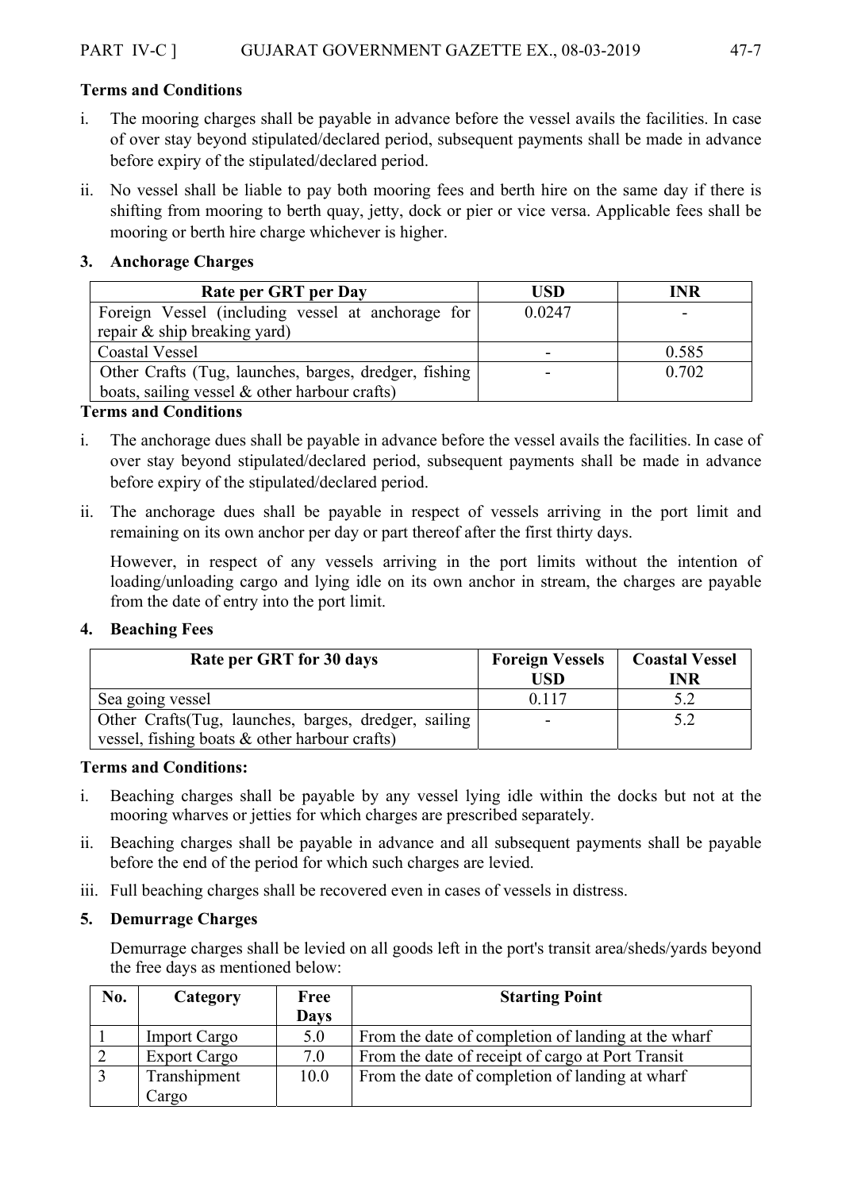**Terms and Conditions**

i. The mooring charges shall be payable in advance before the vessel avails the facilities. In case of over stay beyond stipulated/declared period, subsequent payments shall be made in advance before expiry of the stipulated/declared period.

ii. No vessel shall be liable to pay both mooring fees and berth hire on the same day if there is shifting from mooring to berth quay, jetty, dock or pier or vice versa. Applicable fees shall be mooring or berth hire charge whichever is higher.

### 3. Anchorage Charges

| Rate per GRT per Day | USD | INR |
|---|---|---|
| Foreign Vessel (including vessel at anchorage for repair & ship breaking yard) | 0.0247 | - |
| Coastal Vessel | - | 0.585 |
| Other Crafts (Tug, launches, barges, dredger, fishing boats, sailing vessel & other harbour crafts) | - | 0.702 |

**Terms and Conditions**

i. The anchorage dues shall be payable in advance before the vessel avails the facilities. In case of over stay beyond stipulated/declared period, subsequent payments shall be made in advance before expiry of the stipulated/declared period.

ii. The anchorage dues shall be payable in respect of vessels arriving in the port limit and remaining on its own anchor per day or part thereof after the first thirty days.

However, in respect of any vessels arriving in the port limits without the intention of loading/unloading cargo and lying idle on its own anchor in stream, the charges are payable from the date of entry into the port limit.

### 4. Beaching Fees

| Rate per GRT for 30 days | Foreign Vessels USD | Coastal Vessel INR |
|---|---|---|
| Sea going vessel | 0.117 | 5.2 |
| Other Crafts(Tug, launches, barges, dredger, sailing vessel, fishing boats & other harbour crafts) | - | 5.2 |

**Terms and Conditions:**

i. Beaching charges shall be payable by any vessel lying idle within the docks but not at the mooring wharves or jetties for which charges are prescribed separately.

ii. Beaching charges shall be payable in advance and all subsequent payments shall be payable before the end of the period for which such charges are levied.

iii. Full beaching charges shall be recovered even in cases of vessels in distress.

### 5. Demurrage Charges

Demurrage charges shall be levied on all goods left in the port's transit area/sheds/yards beyond the free days as mentioned below:

| No. | Category | Free Days | Starting Point |
|---|---|---|---|
| 1 | Import Cargo | 5.0 | From the date of completion of landing at the wharf |
| 2 | Export Cargo | 7.0 | From the date of receipt of cargo at Port Transit |
| 3 | Transhipment Cargo | 10.0 | From the date of completion of landing at wharf |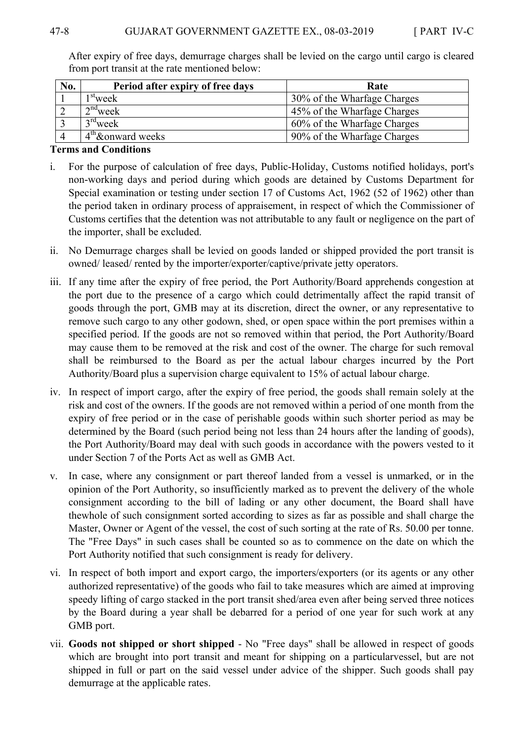After expiry of free days, demurrage charges shall be levied on the cargo until cargo is cleared from port transit at the rate mentioned below:

| No. | Period after expiry of free days | Rate |
| --- | --- | --- |
| 1 | 1st week | 30% of the Wharfage Charges |
| 2 | 2nd week | 45% of the Wharfage Charges |
| 3 | 3rd week | 60% of the Wharfage Charges |
| 4 | 4th & onward weeks | 90% of the Wharfage Charges |

**Terms and Conditions**

i. For the purpose of calculation of free days, Public-Holiday, Customs notified holidays, port's non-working days and period during which goods are detained by Customs Department for Special examination or testing under section 17 of Customs Act, 1962 (52 of 1962) other than the period taken in ordinary process of appraisement, in respect of which the Commissioner of Customs certifies that the detention was not attributable to any fault or negligence on the part of the importer, shall be excluded.

ii. No Demurrage charges shall be levied on goods landed or shipped provided the port transit is owned/ leased/ rented by the importer/exporter/captive/private jetty operators.

iii. If any time after the expiry of free period, the Port Authority/Board apprehends congestion at the port due to the presence of a cargo which could detrimentally affect the rapid transit of goods through the port, GMB may at its discretion, direct the owner, or any representative to remove such cargo to any other godown, shed, or open space within the port premises within a specified period. If the goods are not so removed within that period, the Port Authority/Board may cause them to be removed at the risk and cost of the owner. The charge for such removal shall be reimbursed to the Board as per the actual labour charges incurred by the Port Authority/Board plus a supervision charge equivalent to 15% of actual labour charge.

iv. In respect of import cargo, after the expiry of free period, the goods shall remain solely at the risk and cost of the owners. If the goods are not removed within a period of one month from the expiry of free period or in the case of perishable goods within such shorter period as may be determined by the Board (such period being not less than 24 hours after the landing of goods), the Port Authority/Board may deal with such goods in accordance with the powers vested to it under Section 7 of the Ports Act as well as GMB Act.

v. In case, where any consignment or part thereof landed from a vessel is unmarked, or in the opinion of the Port Authority, so insufficiently marked as to prevent the delivery of the whole consignment according to the bill of lading or any other document, the Board shall have thewhole of such consignment sorted according to sizes as far as possible and shall charge the Master, Owner or Agent of the vessel, the cost of such sorting at the rate of Rs. 50.00 per tonne. The "Free Days" in such cases shall be counted so as to commence on the date on which the Port Authority notified that such consignment is ready for delivery.

vi. In respect of both import and export cargo, the importers/exporters (or its agents or any other authorized representative) of the goods who fail to take measures which are aimed at improving speedy lifting of cargo stacked in the port transit shed/area even after being served three notices by the Board during a year shall be debarred for a period of one year for such work at any GMB port.

vii. **Goods not shipped or short shipped** - No "Free days" shall be allowed in respect of goods which are brought into port transit and meant for shipping on a particularvessel, but are not shipped in full or part on the said vessel under advice of the shipper. Such goods shall pay demurrage at the applicable rates.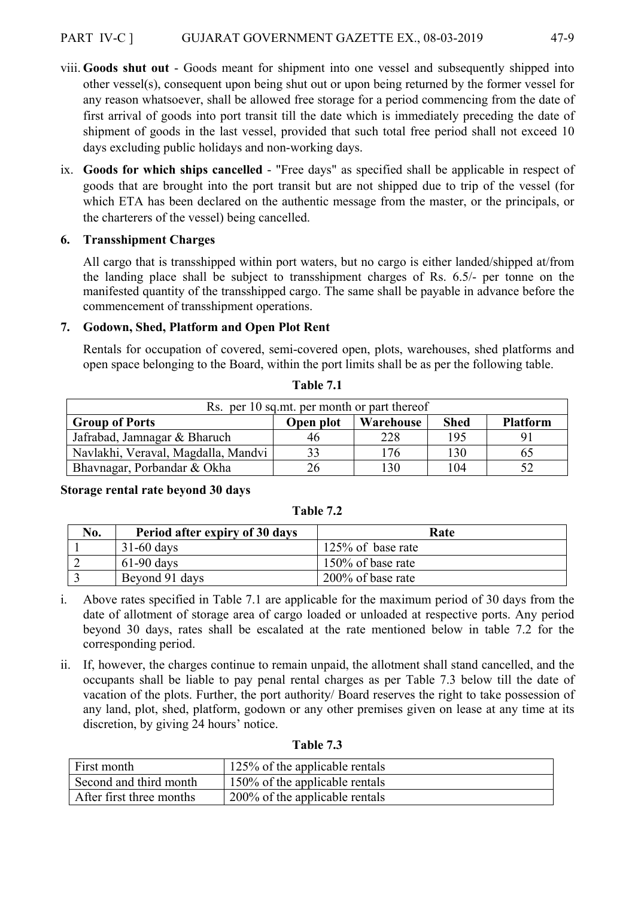viii. **Goods shut out** - Goods meant for shipment into one vessel and subsequently shipped into other vessel(s), consequent upon being shut out or upon being returned by the former vessel for any reason whatsoever, shall be allowed free storage for a period commencing from the date of first arrival of goods into port transit till the date which is immediately preceding the date of shipment of goods in the last vessel, provided that such total free period shall not exceed 10 days excluding public holidays and non-working days.

ix. **Goods for which ships cancelled** - "Free days" as specified shall be applicable in respect of goods that are brought into the port transit but are not shipped due to trip of the vessel (for which ETA has been declared on the authentic message from the master, or the principals, or the charterers of the vessel) being cancelled.

### 6. Transshipment Charges

All cargo that is transshipped within port waters, but no cargo is either landed/shipped at/from the landing place shall be subject to transshipment charges of Rs. 6.5/- per tonne on the manifested quantity of the transshipped cargo. The same shall be payable in advance before the commencement of transshipment operations.

### 7. Godown, Shed, Platform and Open Plot Rent

Rentals for occupation of covered, semi-covered open, plots, warehouses, shed platforms and open space belonging to the Board, within the port limits shall be as per the following table.

**Table 7.1**

| Rs. per 10 sq.mt. per month or part thereof | | | | |
|---|---|---|---|---|
| **Group of Ports** | **Open plot** | **Warehouse** | **Shed** | **Platform** |
| Jafrabad, Jamnagar & Bharuch | 46 | 228 | 195 | 91 |
| Navlakhi, Veraval, Magdalla, Mandvi | 33 | 176 | 130 | 65 |
| Bhavnagar, Porbandar & Okha | 26 | 130 | 104 | 52 |

**Storage rental rate beyond 30 days**

**Table 7.2**

| No. | Period after expiry of 30 days | Rate |
|---|---|---|
| 1 | 31-60 days | 125% of base rate |
| 2 | 61-90 days | 150% of base rate |
| 3 | Beyond 91 days | 200% of base rate |

i. Above rates specified in Table 7.1 are applicable for the maximum period of 30 days from the date of allotment of storage area of cargo loaded or unloaded at respective ports. Any period beyond 30 days, rates shall be escalated at the rate mentioned below in table 7.2 for the corresponding period.

ii. If, however, the charges continue to remain unpaid, the allotment shall stand cancelled, and the occupants shall be liable to pay penal rental charges as per Table 7.3 below till the date of vacation of the plots. Further, the port authority/ Board reserves the right to take possession of any land, plot, shed, platform, godown or any other premises given on lease at any time at its discretion, by giving 24 hours' notice.

**Table 7.3**

| | |
|---|---|
| First month | 125% of the applicable rentals |
| Second and third month | 150% of the applicable rentals |
| After first three months | 200% of the applicable rentals |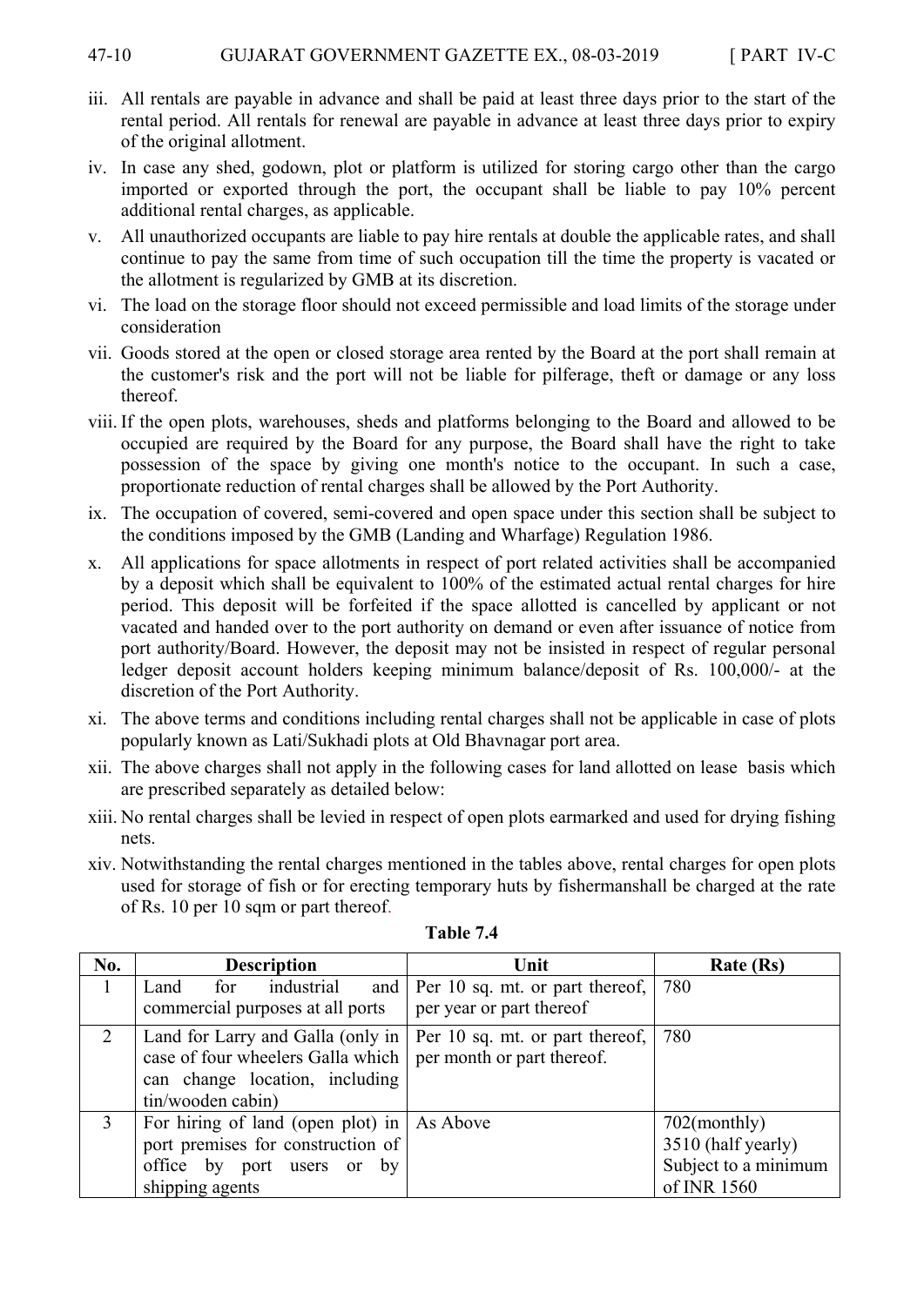iii. All rentals are payable in advance and shall be paid at least three days prior to the start of the rental period. All rentals for renewal are payable in advance at least three days prior to expiry of the original allotment.

iv. In case any shed, godown, plot or platform is utilized for storing cargo other than the cargo imported or exported through the port, the occupant shall be liable to pay 10% percent additional rental charges, as applicable.

v. All unauthorized occupants are liable to pay hire rentals at double the applicable rates, and shall continue to pay the same from time of such occupation till the time the property is vacated or the allotment is regularized by GMB at its discretion.

vi. The load on the storage floor should not exceed permissible and load limits of the storage under consideration

vii. Goods stored at the open or closed storage area rented by the Board at the port shall remain at the customer's risk and the port will not be liable for pilferage, theft or damage or any loss thereof.

viii. If the open plots, warehouses, sheds and platforms belonging to the Board and allowed to be occupied are required by the Board for any purpose, the Board shall have the right to take possession of the space by giving one month's notice to the occupant. In such a case, proportionate reduction of rental charges shall be allowed by the Port Authority.

ix. The occupation of covered, semi-covered and open space under this section shall be subject to the conditions imposed by the GMB (Landing and Wharfage) Regulation 1986.

x. All applications for space allotments in respect of port related activities shall be accompanied by a deposit which shall be equivalent to 100% of the estimated actual rental charges for hire period. This deposit will be forfeited if the space allotted is cancelled by applicant or not vacated and handed over to the port authority on demand or even after issuance of notice from port authority/Board. However, the deposit may not be insisted in respect of regular personal ledger deposit account holders keeping minimum balance/deposit of Rs. 100,000/- at the discretion of the Port Authority.

xi. The above terms and conditions including rental charges shall not be applicable in case of plots popularly known as Lati/Sukhadi plots at Old Bhavnagar port area.

xii. The above charges shall not apply in the following cases for land allotted on lease basis which are prescribed separately as detailed below:

xiii. No rental charges shall be levied in respect of open plots earmarked and used for drying fishing nets.

xiv. Notwithstanding the rental charges mentioned in the tables above, rental charges for open plots used for storage of fish or for erecting temporary huts by fishermanshall be charged at the rate of Rs. 10 per 10 sqm or part thereof.

**Table 7.4**

| No. | Description | Unit | Rate (Rs) |
|---|---|---|---|
| 1 | Land for industrial and commercial purposes at all ports | Per 10 sq. mt. or part thereof, per year or part thereof | 780 |
| 2 | Land for Larry and Galla (only in case of four wheelers Galla which can change location, including tin/wooden cabin) | Per 10 sq. mt. or part thereof, per month or part thereof. | 780 |
| 3 | For hiring of land (open plot) in port premises for construction of office by port users or by shipping agents | As Above | 702(monthly)<br>3510 (half yearly)<br>Subject to a minimum of INR 1560 |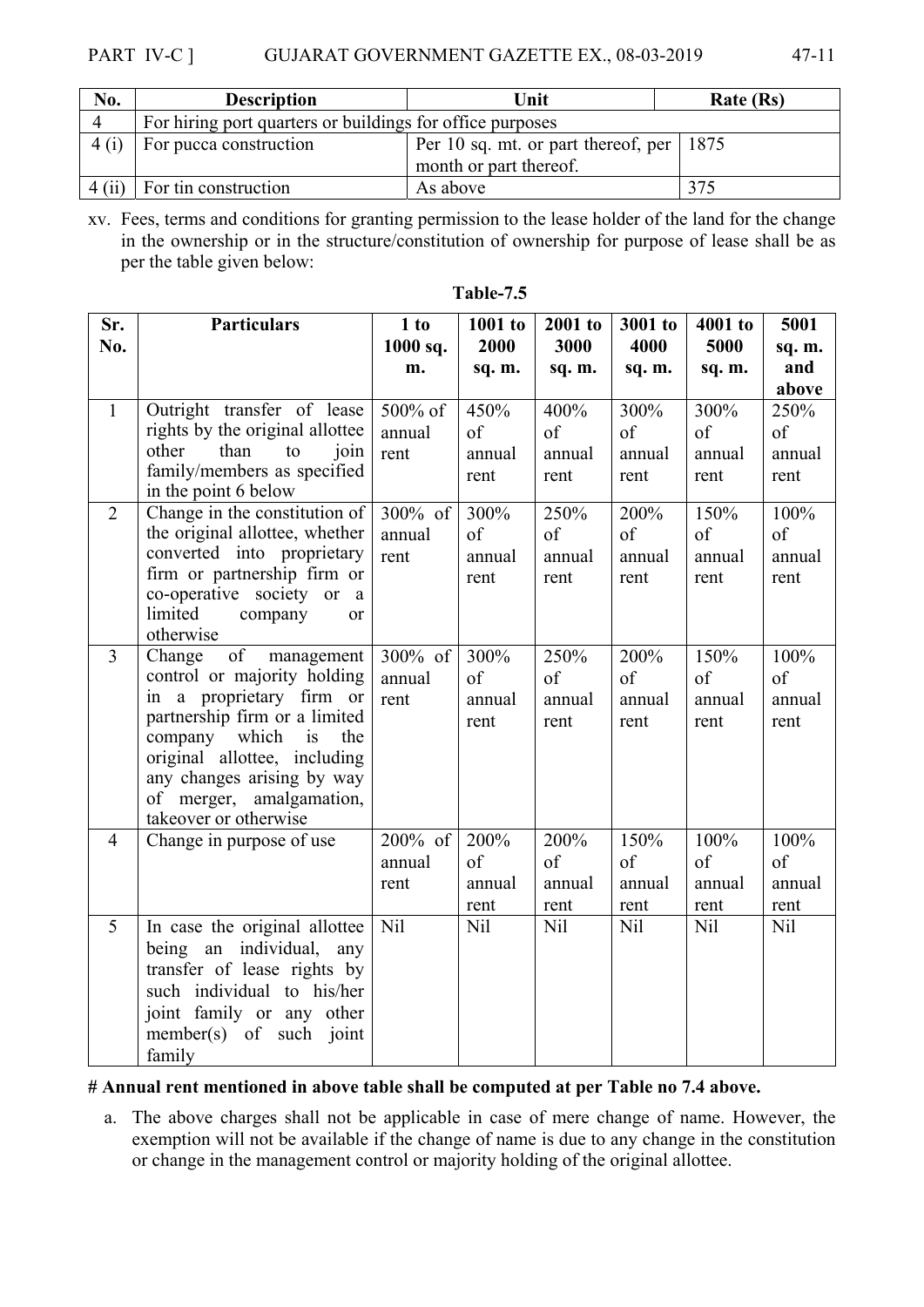| No. | Description | Unit | Rate (Rs) |
|---|---|---|---|
| 4 | For hiring port quarters or buildings for office purposes | | |
| 4 (i) | For pucca construction | Per 10 sq. mt. or part thereof, per month or part thereof. | 1875 |
| 4 (ii) | For tin construction | As above | 375 |

xv. Fees, terms and conditions for granting permission to the lease holder of the land for the change in the ownership or in the structure/constitution of ownership for purpose of lease shall be as per the table given below:

**Table-7.5**

| Sr. No. | Particulars | 1 to 1000 sq. m. | 1001 to 2000 sq. m. | 2001 to 3000 sq. m. | 3001 to 4000 sq. m. | 4001 to 5000 sq. m. | 5001 sq. m. and above |
|---|---|---|---|---|---|---|---|
| 1 | Outright transfer of lease rights by the original allottee other than to join family/members as specified in the point 6 below | 500% of annual rent | 450% of annual rent | 400% of annual rent | 300% of annual rent | 300% of annual rent | 250% of annual rent |
| 2 | Change in the constitution of the original allottee, whether converted into proprietary firm or partnership firm or co-operative society or a limited company or otherwise | 300% of annual rent | 300% of annual rent | 250% of annual rent | 200% of annual rent | 150% of annual rent | 100% of annual rent |
| 3 | Change of management control or majority holding in a proprietary firm or partnership firm or a limited company which is the original allottee, including any changes arising by way of merger, amalgamation, takeover or otherwise | 300% of annual rent | 300% of annual rent | 250% of annual rent | 200% of annual rent | 150% of annual rent | 100% of annual rent |
| 4 | Change in purpose of use | 200% of annual rent | 200% of annual rent | 200% of annual rent | 150% of annual rent | 100% of annual rent | 100% of annual rent |
| 5 | In case the original allottee being an individual, any transfer of lease rights by such individual to his/her joint family or any other member(s) of such joint family | Nil | Nil | Nil | Nil | Nil | Nil |

**# Annual rent mentioned in above table shall be computed at per Table no 7.4 above.**

a. The above charges shall not be applicable in case of mere change of name. However, the exemption will not be available if the change of name is due to any change in the constitution or change in the management control or majority holding of the original allottee.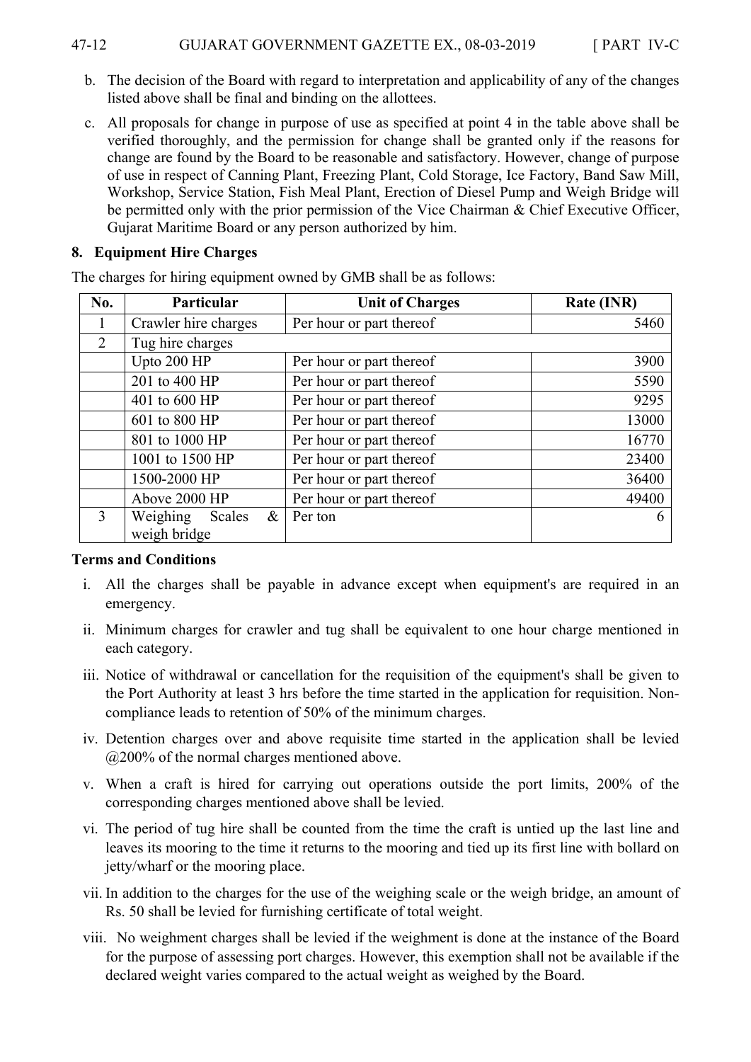b. The decision of the Board with regard to interpretation and applicability of any of the changes listed above shall be final and binding on the allottees.

c. All proposals for change in purpose of use as specified at point 4 in the table above shall be verified thoroughly, and the permission for change shall be granted only if the reasons for change are found by the Board to be reasonable and satisfactory. However, change of purpose of use in respect of Canning Plant, Freezing Plant, Cold Storage, Ice Factory, Band Saw Mill, Workshop, Service Station, Fish Meal Plant, Erection of Diesel Pump and Weigh Bridge will be permitted only with the prior permission of the Vice Chairman & Chief Executive Officer, Gujarat Maritime Board or any person authorized by him.

### 8. Equipment Hire Charges

The charges for hiring equipment owned by GMB shall be as follows:

| No. | Particular | Unit of Charges | Rate (INR) |
|---|---|---|---|
| 1 | Crawler hire charges | Per hour or part thereof | 5460 |
| 2 | Tug hire charges | | |
| | Upto 200 HP | Per hour or part thereof | 3900 |
| | 201 to 400 HP | Per hour or part thereof | 5590 |
| | 401 to 600 HP | Per hour or part thereof | 9295 |
| | 601 to 800 HP | Per hour or part thereof | 13000 |
| | 801 to 1000 HP | Per hour or part thereof | 16770 |
| | 1001 to 1500 HP | Per hour or part thereof | 23400 |
| | 1500-2000 HP | Per hour or part thereof | 36400 |
| | Above 2000 HP | Per hour or part thereof | 49400 |
| 3 | Weighing Scales & weigh bridge | Per ton | 6 |

**Terms and Conditions**

i. All the charges shall be payable in advance except when equipment's are required in an emergency.

ii. Minimum charges for crawler and tug shall be equivalent to one hour charge mentioned in each category.

iii. Notice of withdrawal or cancellation for the requisition of the equipment's shall be given to the Port Authority at least 3 hrs before the time started in the application for requisition. Non-compliance leads to retention of 50% of the minimum charges.

iv. Detention charges over and above requisite time started in the application shall be levied @200% of the normal charges mentioned above.

v. When a craft is hired for carrying out operations outside the port limits, 200% of the corresponding charges mentioned above shall be levied.

vi. The period of tug hire shall be counted from the time the craft is untied up the last line and leaves its mooring to the time it returns to the mooring and tied up its first line with bollard on jetty/wharf or the mooring place.

vii. In addition to the charges for the use of the weighing scale or the weigh bridge, an amount of Rs. 50 shall be levied for furnishing certificate of total weight.

viii. No weighment charges shall be levied if the weighment is done at the instance of the Board for the purpose of assessing port charges. However, this exemption shall not be available if the declared weight varies compared to the actual weight as weighed by the Board.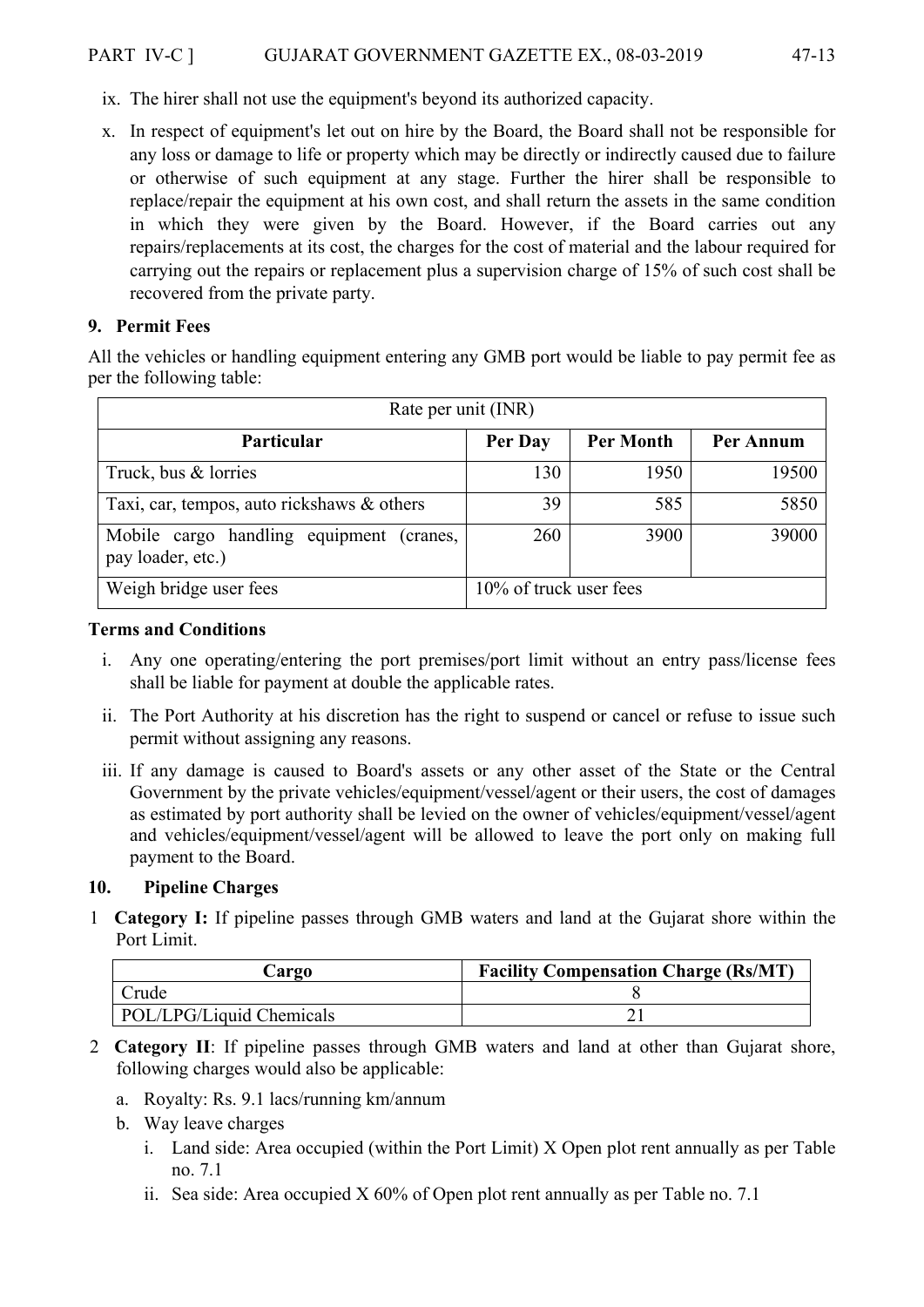ix. The hirer shall not use the equipment's beyond its authorized capacity.

x. In respect of equipment's let out on hire by the Board, the Board shall not be responsible for any loss or damage to life or property which may be directly or indirectly caused due to failure or otherwise of such equipment at any stage. Further the hirer shall be responsible to replace/repair the equipment at his own cost, and shall return the assets in the same condition in which they were given by the Board. However, if the Board carries out any repairs/replacements at its cost, the charges for the cost of material and the labour required for carrying out the repairs or replacement plus a supervision charge of 15% of such cost shall be recovered from the private party.

### 9. Permit Fees

All the vehicles or handling equipment entering any GMB port would be liable to pay permit fee as per the following table:

| Rate per unit (INR) | | | |
|---|---|---|---|
| **Particular** | **Per Day** | **Per Month** | **Per Annum** |
| Truck, bus & lorries | 130 | 1950 | 19500 |
| Taxi, car, tempos, auto rickshaws & others | 39 | 585 | 5850 |
| Mobile cargo handling equipment (cranes, pay loader, etc.) | 260 | 3900 | 39000 |
| Weigh bridge user fees | 10% of truck user fees | | |

**Terms and Conditions**

i. Any one operating/entering the port premises/port limit without an entry pass/license fees shall be liable for payment at double the applicable rates.

ii. The Port Authority at his discretion has the right to suspend or cancel or refuse to issue such permit without assigning any reasons.

iii. If any damage is caused to Board's assets or any other asset of the State or the Central Government by the private vehicles/equipment/vessel/agent or their users, the cost of damages as estimated by port authority shall be levied on the owner of vehicles/equipment/vessel/agent and vehicles/equipment/vessel/agent will be allowed to leave the port only on making full payment to the Board.

### 10. Pipeline Charges

1 **Category I:** If pipeline passes through GMB waters and land at the Gujarat shore within the Port Limit.

| Cargo | Facility Compensation Charge (Rs/MT) |
|---|---|
| Crude | 8 |
| POL/LPG/Liquid Chemicals | 21 |

2 **Category II**: If pipeline passes through GMB waters and land at other than Gujarat shore, following charges would also be applicable:

a. Royalty: Rs. 9.1 lacs/running km/annum

b. Way leave charges

   i. Land side: Area occupied (within the Port Limit) X Open plot rent annually as per Table no. 7.1

   ii. Sea side: Area occupied X 60% of Open plot rent annually as per Table no. 7.1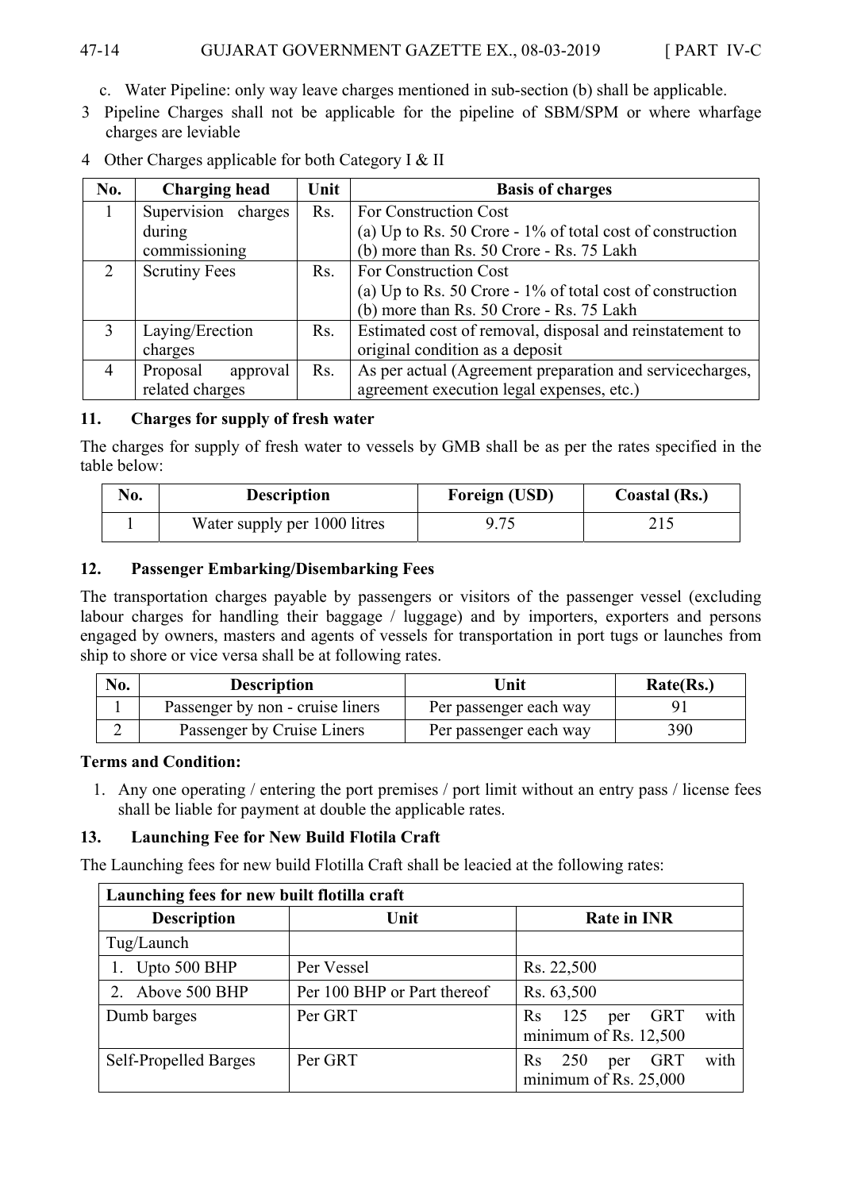c. Water Pipeline: only way leave charges mentioned in sub-section (b) shall be applicable.

3 Pipeline Charges shall not be applicable for the pipeline of SBM/SPM or where wharfage charges are leviable

4 Other Charges applicable for both Category I & II

| No. | Charging head | Unit | Basis of charges |
|---|---|---|---|
| 1 | Supervision charges during commissioning | Rs. | For Construction Cost<br>(a) Up to Rs. 50 Crore - 1% of total cost of construction<br>(b) more than Rs. 50 Crore - Rs. 75 Lakh |
| 2 | Scrutiny Fees | Rs. | For Construction Cost<br>(a) Up to Rs. 50 Crore - 1% of total cost of construction<br>(b) more than Rs. 50 Crore - Rs. 75 Lakh |
| 3 | Laying/Erection charges | Rs. | Estimated cost of removal, disposal and reinstatement to original condition as a deposit |
| 4 | Proposal approval related charges | Rs. | As per actual (Agreement preparation and servicecharges, agreement execution legal expenses, etc.) |

## 11. Charges for supply of fresh water

The charges for supply of fresh water to vessels by GMB shall be as per the rates specified in the table below:

| No. | Description | Foreign (USD) | Coastal (Rs.) |
|---|---|---|---|
| 1 | Water supply per 1000 litres | 9.75 | 215 |

## 12. Passenger Embarking/Disembarking Fees

The transportation charges payable by passengers or visitors of the passenger vessel (excluding labour charges for handling their baggage / luggage) and by importers, exporters and persons engaged by owners, masters and agents of vessels for transportation in port tugs or launches from ship to shore or vice versa shall be at following rates.

| No. | Description | Unit | Rate(Rs.) |
|---|---|---|---|
| 1 | Passenger by non - cruise liners | Per passenger each way | 91 |
| 2 | Passenger by Cruise Liners | Per passenger each way | 390 |

**Terms and Condition:**

1. Any one operating / entering the port premises / port limit without an entry pass / license fees shall be liable for payment at double the applicable rates.

## 13. Launching Fee for New Build Flotila Craft

The Launching fees for new build Flotilla Craft shall be leacied at the following rates:

| Launching fees for new built flotilla craft | | |
|---|---|---|
| **Description** | **Unit** | **Rate in INR** |
| Tug/Launch | | |
| 1. Upto 500 BHP | Per Vessel | Rs. 22,500 |
| 2. Above 500 BHP | Per 100 BHP or Part thereof | Rs. 63,500 |
| Dumb barges | Per GRT | Rs 125 per GRT with minimum of Rs. 12,500 |
| Self-Propelled Barges | Per GRT | Rs 250 per GRT with minimum of Rs. 25,000 |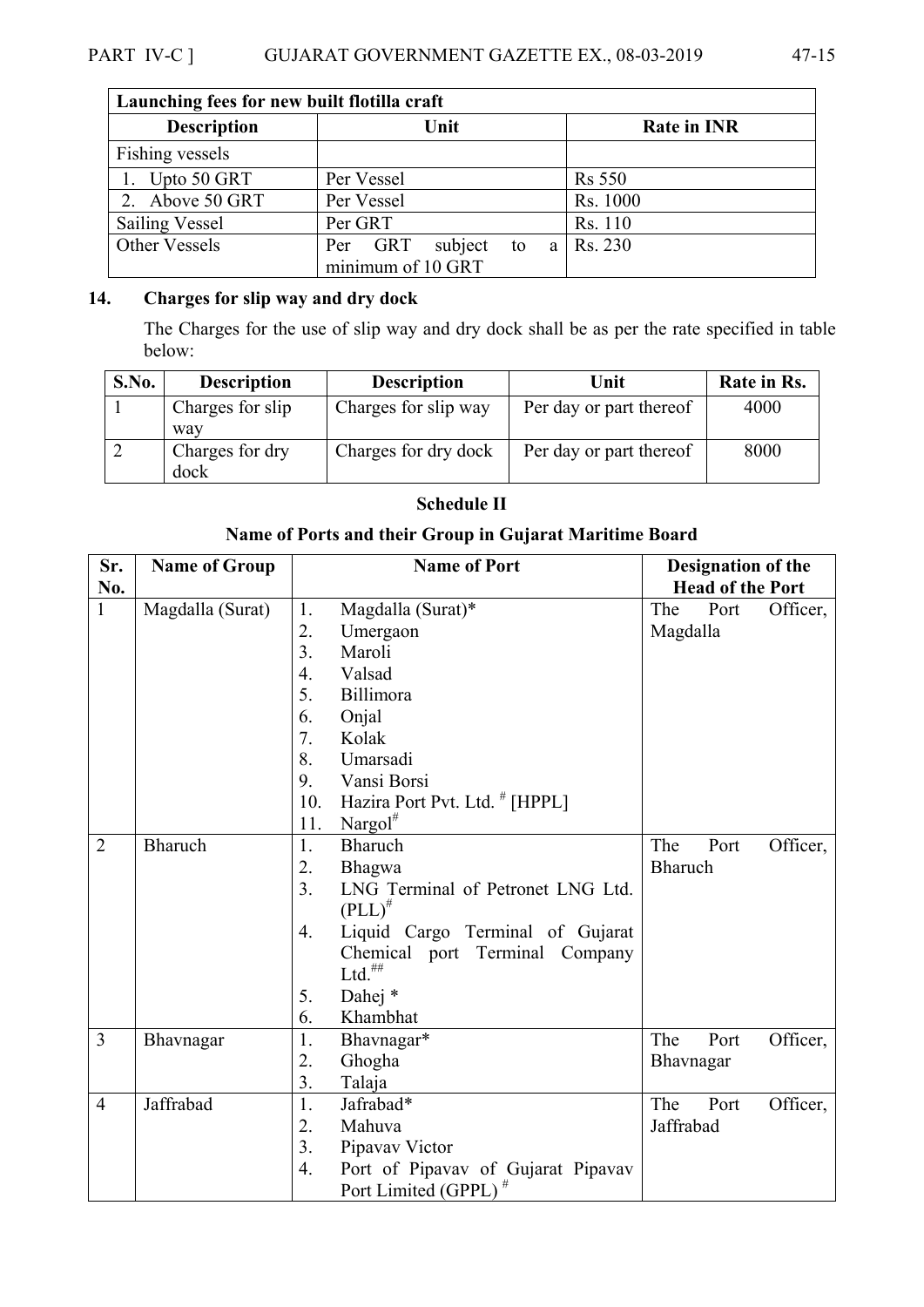| Launching fees for new built flotilla craft | | |
|---|---|---|
| **Description** | **Unit** | **Rate in INR** |
| Fishing vessels | | |
| 1. Upto 50 GRT | Per Vessel | Rs 550 |
| 2. Above 50 GRT | Per Vessel | Rs. 1000 |
| Sailing Vessel | Per GRT | Rs. 110 |
| Other Vessels | Per GRT subject to a minimum of 10 GRT | Rs. 230 |

**14. Charges for slip way and dry dock**

The Charges for the use of slip way and dry dock shall be as per the rate specified in table below:

| S.No. | Description | Description | Unit | Rate in Rs. |
|---|---|---|---|---|
| 1 | Charges for slip way | Charges for slip way | Per day or part thereof | 4000 |
| 2 | Charges for dry dock | Charges for dry dock | Per day or part thereof | 8000 |

## Schedule II

### Name of Ports and their Group in Gujarat Maritime Board

| Sr. No. | Name of Group | Name of Port | Designation of the Head of the Port |
|---|---|---|---|
| 1 | Magdalla (Surat) | 1. Magdalla (Surat)*<br>2. Umergaon<br>3. Maroli<br>4. Valsad<br>5. Billimora<br>6. Onjal<br>7. Kolak<br>8. Umarsadi<br>9. Vansi Borsi<br>10. Hazira Port Pvt. Ltd. # [HPPL]<br>11. Nargol# | The Port Officer, Magdalla |
| 2 | Bharuch | 1. Bharuch<br>2. Bhagwa<br>3. LNG Terminal of Petronet LNG Ltd. (PLL)#<br>4. Liquid Cargo Terminal of Gujarat Chemical port Terminal Company Ltd.##<br>5. Dahej *<br>6. Khambhat | The Port Officer, Bharuch |
| 3 | Bhavnagar | 1. Bhavnagar*<br>2. Ghogha<br>3. Talaja | The Port Officer, Bhavnagar |
| 4 | Jaffrabad | 1. Jafrabad*<br>2. Mahuva<br>3. Pipavav Victor<br>4. Port of Pipavav of Gujarat Pipavav Port Limited (GPPL) # | The Port Officer, Jaffrabad |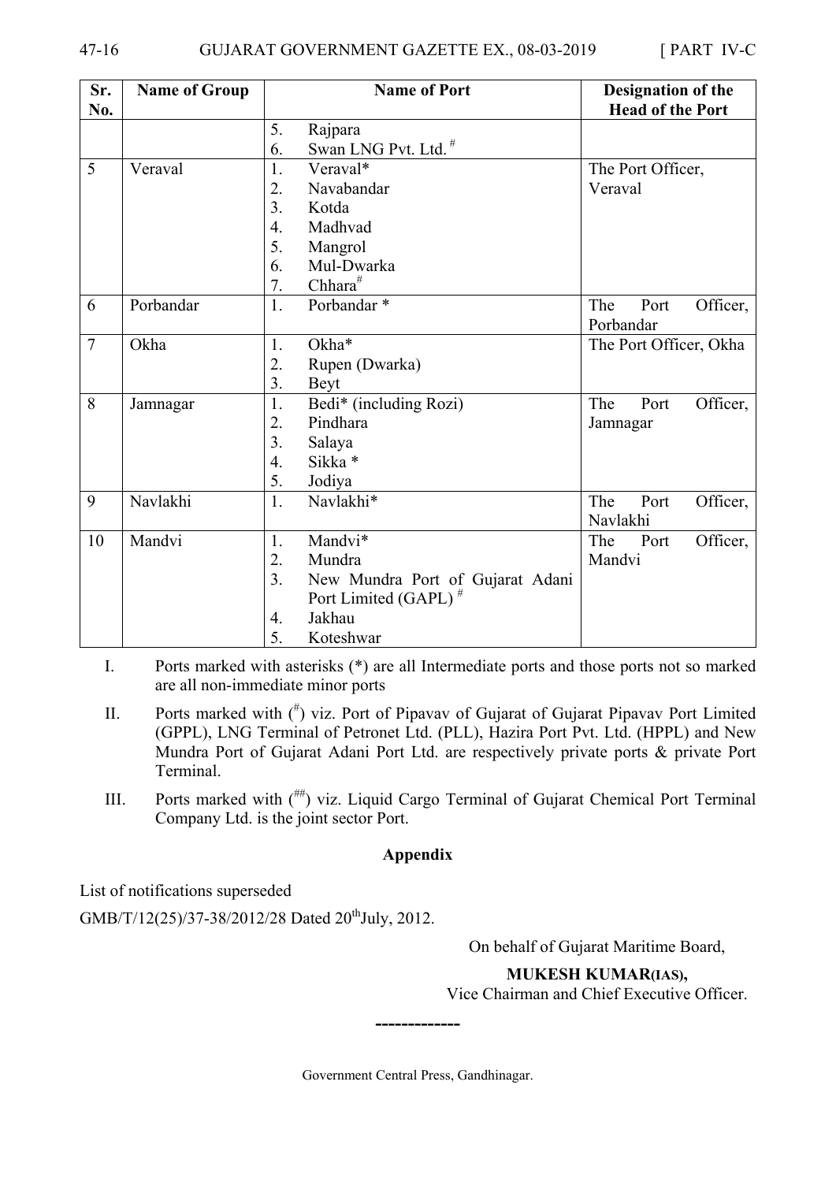| Sr. No. | Name of Group | Name of Port | Designation of the Head of the Port |
|---|---|---|---|
| | | 5. Rajpara<br>6. Swan LNG Pvt. Ltd. # | |
| 5 | Veraval | 1. Veraval*<br>2. Navabandar<br>3. Kotda<br>4. Madhvad<br>5. Mangrol<br>6. Mul-Dwarka<br>7. Chhara# | The Port Officer, Veraval |
| 6 | Porbandar | 1. Porbandar * | The Port Officer, Porbandar |
| 7 | Okha | 1. Okha*<br>2. Rupen (Dwarka)<br>3. Beyt | The Port Officer, Okha |
| 8 | Jamnagar | 1. Bedi* (including Rozi)<br>2. Pindhara<br>3. Salaya<br>4. Sikka *<br>5. Jodiya | The Port Officer, Jamnagar |
| 9 | Navlakhi | 1. Navlakhi* | The Port Officer, Navlakhi |
| 10 | Mandvi | 1. Mandvi*<br>2. Mundra<br>3. New Mundra Port of Gujarat Adani Port Limited (GAPL) #<br>4. Jakhau<br>5. Koteshwar | The Port Officer, Mandvi |

I. Ports marked with asterisks (*) are all Intermediate ports and those ports not so marked are all non-immediate minor ports

II. Ports marked with (#) viz. Port of Pipavav of Gujarat of Gujarat Pipavav Port Limited (GPPL), LNG Terminal of Petronet Ltd. (PLL), Hazira Port Pvt. Ltd. (HPPL) and New Mundra Port of Gujarat Adani Port Ltd. are respectively private ports & private Port Terminal.

III. Ports marked with (##) viz. Liquid Cargo Terminal of Gujarat Chemical Port Terminal Company Ltd. is the joint sector Port.

**Appendix**

List of notifications superseded

GMB/T/12(25)/37-38/2012/28 Dated 20th July, 2012.

On behalf of Gujarat Maritime Board,

**MUKESH KUMAR(IAS),**
Vice Chairman and Chief Executive Officer.

-------------

Government Central Press, Gandhinagar.